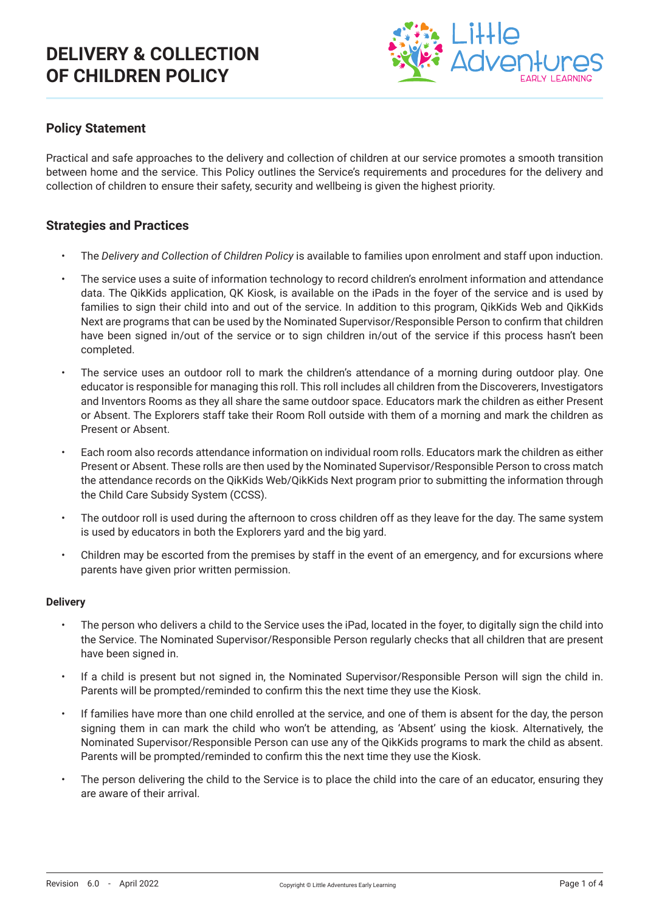# DELIVERY & COLLECTION OF CHILDREN POLICY

## Policy Statement

Practical and safe approaches to the delivery and collection of children at our service promotes a smooth transition between home and the service. This Policy outlines the Service's requirements and procedures for the delivery and collection of children to ensure their safety, security and wellbeing is given the highest priority.

## Strategies and Practices

- The *Delivery and Collection of Children Policy* is available to families upon enrolment and staff upon induction.
- The service uses a suite of information technology to record children's enrolment information and attendance data. The QikKids application, QK Kiosk, is available on the iPads in the foyer of the service and is used by families to sign their child into and out of the service. In addition to this program, QikKids Web and QikKids Next are programs that can be used by the Nominated Supervisor/Responsible Person to confirm that children have been signed in/out of the service or to sign children in/out of the service if this process hasn't been completed.
- The service uses an outdoor roll to mark the children's attendance of a morning during outdoor play. One educator is responsible for managing this roll. This roll includes all children from the Discoverers, Investigators and Inventors Rooms as they all share the same outdoor space. Educators mark the children as either Present or Absent. The Explorers staff take their Room Roll outside with them of a morning and mark the children as Present or Absent.
- Each room also records attendance information on individual room rolls. Educators mark the children as either Present or Absent. These rolls are then used by the Nominated Supervisor/Responsible Person to cross match the attendance records on the QikKids Web/QikKids Next program prior to submitting the information through the Child Care Subsidy System (CCSS).
- The outdoor roll is used during the afternoon to cross children off as they leave for the day. The same system is used by educators in both the Explorers yard and the big yard.
- Children may be escorted from the premises by staff in the event of an emergency, and for excursions where parents have given prior written permission.

### Delivery

- The person who delivers a child to the Service uses the iPad, located in the foyer, to digitally sign the child into the Service. The Nominated Supervisor/Responsible Person regularly checks that all children that are present have been signed in.
- If a child is present but not signed in, the Nominated Supervisor/Responsible Person will sign the child in. Parents will be prompted/reminded to confirm this the next time they use the Kiosk.
- If families have more than one child enrolled at the service, and one of them is absent for the day, the person signing them in can mark the child who won't be attending, as 'Absent' using the kiosk. Alternatively, the Nominated Supervisor/Responsible Person can use any of the QikKids programs to mark the child as absent. Parents will be prompted/reminded to confirm this the next time they use the Kiosk.
- The person delivering the child to the Service is to place the child into the care of an educator, ensuring they are aware of their arrival.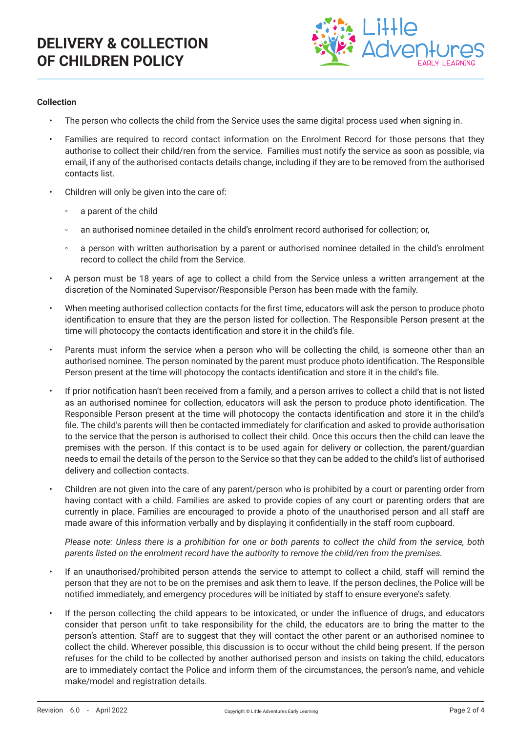# DELIVERY & COLLECTION OF CHILDREN POLICY

**Collection**

- The person who collects the child from the Service uses the same digital process used when signing in.
- Families are required to record contact information on the Enrolment Record for those persons that they authorise to collect their child/ren from the service. Families must notify the service as soon as possible, via email, if any of the authorised contacts details change, including if they are to be removed from the authorised contacts list.
- Children will only be given into the care of:
  - a parent of the child
  - an authorised nominee detailed in the child's enrolment record authorised for collection; or,
  - a person with written authorisation by a parent or authorised nominee detailed in the child's enrolment record to collect the child from the Service.
- A person must be 18 years of age to collect a child from the Service unless a written arrangement at the discretion of the Nominated Supervisor/Responsible Person has been made with the family.
- When meeting authorised collection contacts for the first time, educators will ask the person to produce photo identification to ensure that they are the person listed for collection. The Responsible Person present at the time will photocopy the contacts identification and store it in the child's file.
- Parents must inform the service when a person who will be collecting the child, is someone other than an authorised nominee. The person nominated by the parent must produce photo identification. The Responsible Person present at the time will photocopy the contacts identification and store it in the child's file.
- If prior notification hasn't been received from a family, and a person arrives to collect a child that is not listed as an authorised nominee for collection, educators will ask the person to produce photo identification. The Responsible Person present at the time will photocopy the contacts identification and store it in the child's file. The child's parents will then be contacted immediately for clarification and asked to provide authorisation to the service that the person is authorised to collect their child. Once this occurs then the child can leave the premises with the person. If this contact is to be used again for delivery or collection, the parent/guardian needs to email the details of the person to the Service so that they can be added to the child's list of authorised delivery and collection contacts.
- Children are not given into the care of any parent/person who is prohibited by a court or parenting order from having contact with a child. Families are asked to provide copies of any court or parenting orders that are currently in place. Families are encouraged to provide a photo of the unauthorised person and all staff are made aware of this information verbally and by displaying it confidentially in the staff room cupboard.

  *Please note: Unless there is a prohibition for one or both parents to collect the child from the service, both parents listed on the enrolment record have the authority to remove the child/ren from the premises.*

- If an unauthorised/prohibited person attends the service to attempt to collect a child, staff will remind the person that they are not to be on the premises and ask them to leave. If the person declines, the Police will be notified immediately, and emergency procedures will be initiated by staff to ensure everyone's safety.
- If the person collecting the child appears to be intoxicated, or under the influence of drugs, and educators consider that person unfit to take responsibility for the child, the educators are to bring the matter to the person's attention. Staff are to suggest that they will contact the other parent or an authorised nominee to collect the child. Wherever possible, this discussion is to occur without the child being present. If the person refuses for the child to be collected by another authorised person and insists on taking the child, educators are to immediately contact the Police and inform them of the circumstances, the person's name, and vehicle make/model and registration details.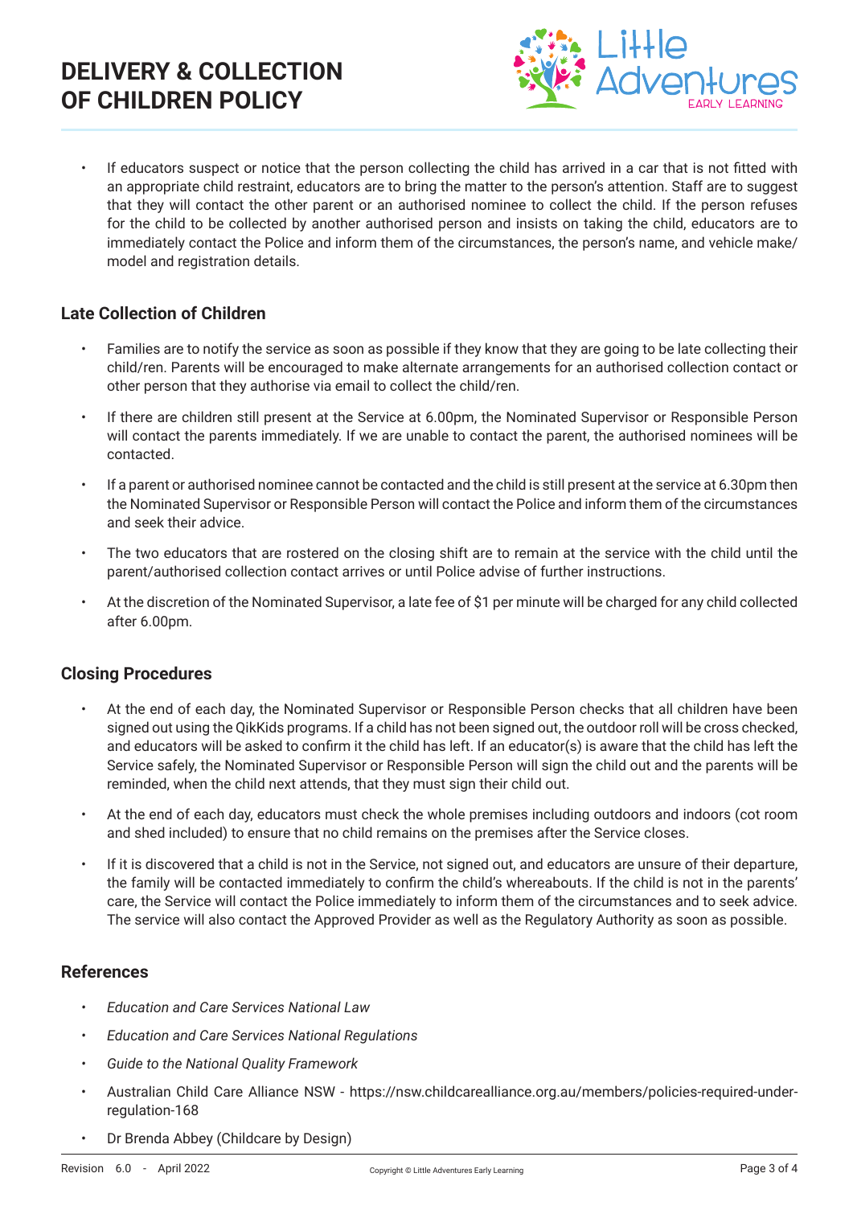- If educators suspect or notice that the person collecting the child has arrived in a car that is not fitted with an appropriate child restraint, educators are to bring the matter to the person's attention. Staff are to suggest that they will contact the other parent or an authorised nominee to collect the child. If the person refuses for the child to be collected by another authorised person and insists on taking the child, educators are to immediately contact the Police and inform them of the circumstances, the person's name, and vehicle make/model and registration details.

## Late Collection of Children

- Families are to notify the service as soon as possible if they know that they are going to be late collecting their child/ren. Parents will be encouraged to make alternate arrangements for an authorised collection contact or other person that they authorise via email to collect the child/ren.
- If there are children still present at the Service at 6.00pm, the Nominated Supervisor or Responsible Person will contact the parents immediately. If we are unable to contact the parent, the authorised nominees will be contacted.
- If a parent or authorised nominee cannot be contacted and the child is still present at the service at 6.30pm then the Nominated Supervisor or Responsible Person will contact the Police and inform them of the circumstances and seek their advice.
- The two educators that are rostered on the closing shift are to remain at the service with the child until the parent/authorised collection contact arrives or until Police advise of further instructions.
- At the discretion of the Nominated Supervisor, a late fee of $1 per minute will be charged for any child collected after 6.00pm.

## Closing Procedures

- At the end of each day, the Nominated Supervisor or Responsible Person checks that all children have been signed out using the QikKids programs. If a child has not been signed out, the outdoor roll will be cross checked, and educators will be asked to confirm it the child has left. If an educator(s) is aware that the child has left the Service safely, the Nominated Supervisor or Responsible Person will sign the child out and the parents will be reminded, when the child next attends, that they must sign their child out.
- At the end of each day, educators must check the whole premises including outdoors and indoors (cot room and shed included) to ensure that no child remains on the premises after the Service closes.
- If it is discovered that a child is not in the Service, not signed out, and educators are unsure of their departure, the family will be contacted immediately to confirm the child's whereabouts. If the child is not in the parents' care, the Service will contact the Police immediately to inform them of the circumstances and to seek advice. The service will also contact the Approved Provider as well as the Regulatory Authority as soon as possible.

## References

- *Education and Care Services National Law*
- *Education and Care Services National Regulations*
- *Guide to the National Quality Framework*
- Australian Child Care Alliance NSW - https://nsw.childcarealliance.org.au/members/policies-required-under-regulation-168
- Dr Brenda Abbey (Childcare by Design)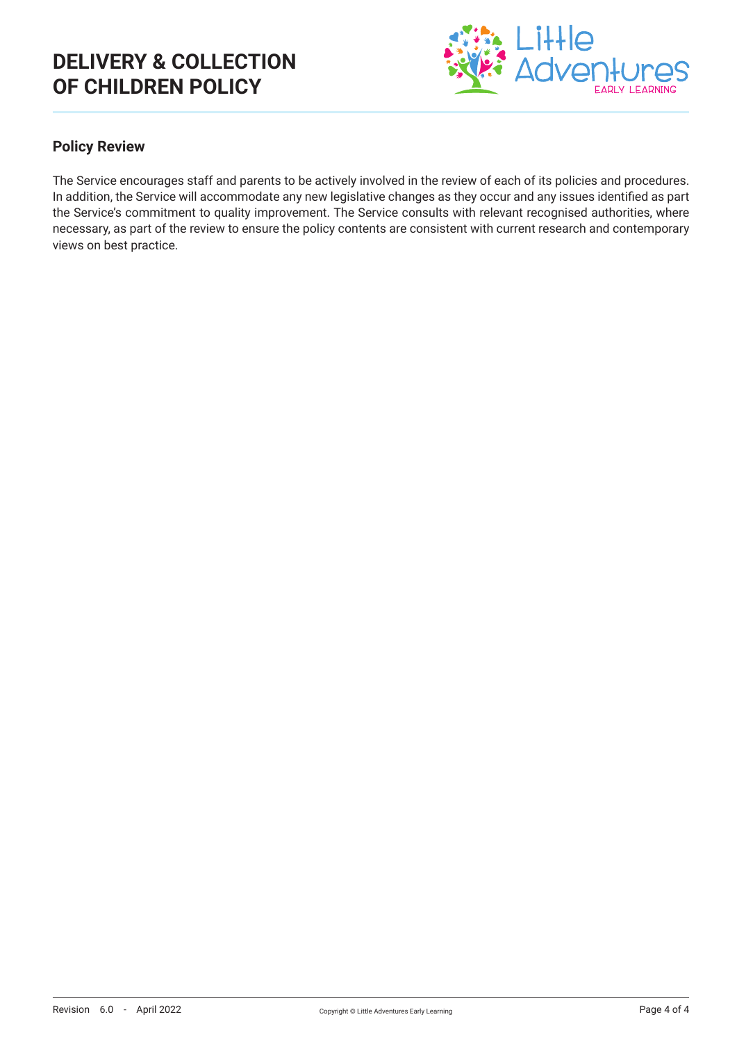## Policy Review

The Service encourages staff and parents to be actively involved in the review of each of its policies and procedures. In addition, the Service will accommodate any new legislative changes as they occur and any issues identified as part the Service's commitment to quality improvement. The Service consults with relevant recognised authorities, where necessary, as part of the review to ensure the policy contents are consistent with current research and contemporary views on best practice.